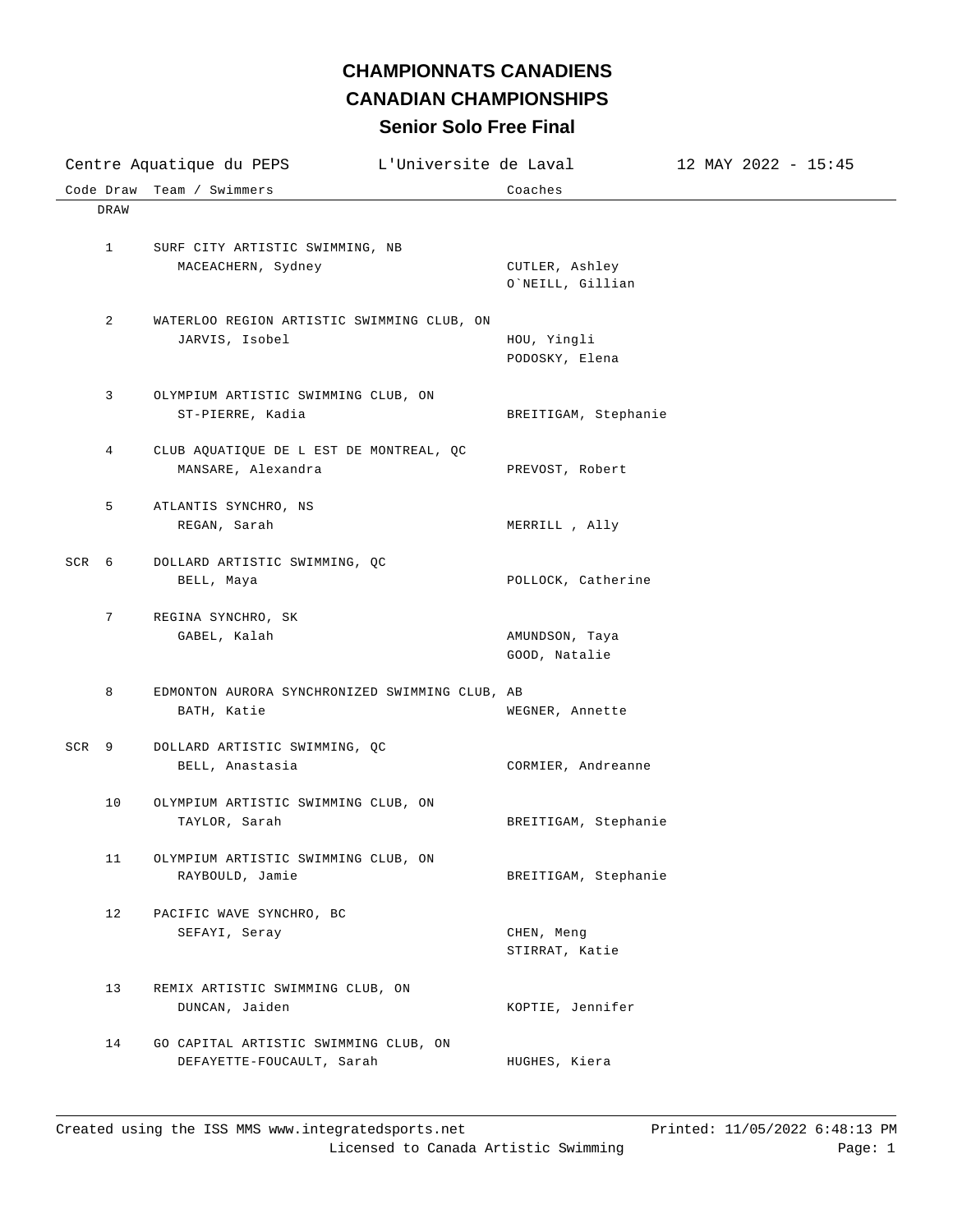# CHAMPIONNATS CANADIENS

# CANADIAN CHAMPIONSHIPS

## Senior Solo Free Final

Centre Aquatique du PEPS | L'Universite de Laval | 12 MAY 2022 - 15:45

| Code | Draw | Team / Swimmers | Coaches |
|---|---|---|---|
| | DRAW | | |
| | 1 | SURF CITY ARTISTIC SWIMMING, NB<br>MACEACHERN, Sydney | CUTLER, Ashley<br>O`NEILL, Gillian |
| | 2 | WATERLOO REGION ARTISTIC SWIMMING CLUB, ON<br>JARVIS, Isobel | HOU, Yingli<br>PODOSKY, Elena |
| | 3 | OLYMPIUM ARTISTIC SWIMMING CLUB, ON<br>ST-PIERRE, Kadia | BREITIGAM, Stephanie |
| | 4 | CLUB AQUATIQUE DE L EST DE MONTREAL, QC<br>MANSARE, Alexandra | PREVOST, Robert |
| | 5 | ATLANTIS SYNCHRO, NS<br>REGAN, Sarah | MERRILL , Ally |
| SCR | 6 | DOLLARD ARTISTIC SWIMMING, QC<br>BELL, Maya | POLLOCK, Catherine |
| | 7 | REGINA SYNCHRO, SK<br>GABEL, Kalah | AMUNDSON, Taya<br>GOOD, Natalie |
| | 8 | EDMONTON AURORA SYNCHRONIZED SWIMMING CLUB, AB<br>BATH, Katie | WEGNER, Annette |
| SCR | 9 | DOLLARD ARTISTIC SWIMMING, QC<br>BELL, Anastasia | CORMIER, Andreanne |
| | 10 | OLYMPIUM ARTISTIC SWIMMING CLUB, ON<br>TAYLOR, Sarah | BREITIGAM, Stephanie |
| | 11 | OLYMPIUM ARTISTIC SWIMMING CLUB, ON<br>RAYBOULD, Jamie | BREITIGAM, Stephanie |
| | 12 | PACIFIC WAVE SYNCHRO, BC<br>SEFAYI, Seray | CHEN, Meng<br>STIRRAT, Katie |
| | 13 | REMIX ARTISTIC SWIMMING CLUB, ON<br>DUNCAN, Jaiden | KOPTIE, Jennifer |
| | 14 | GO CAPITAL ARTISTIC SWIMMING CLUB, ON<br>DEFAYETTE-FOUCAULT, Sarah | HUGHES, Kiera |

Created using the ISS MMS www.integratedsports.net | Printed: 11/05/2022 6:48:13 PM
Licensed to Canada Artistic Swimming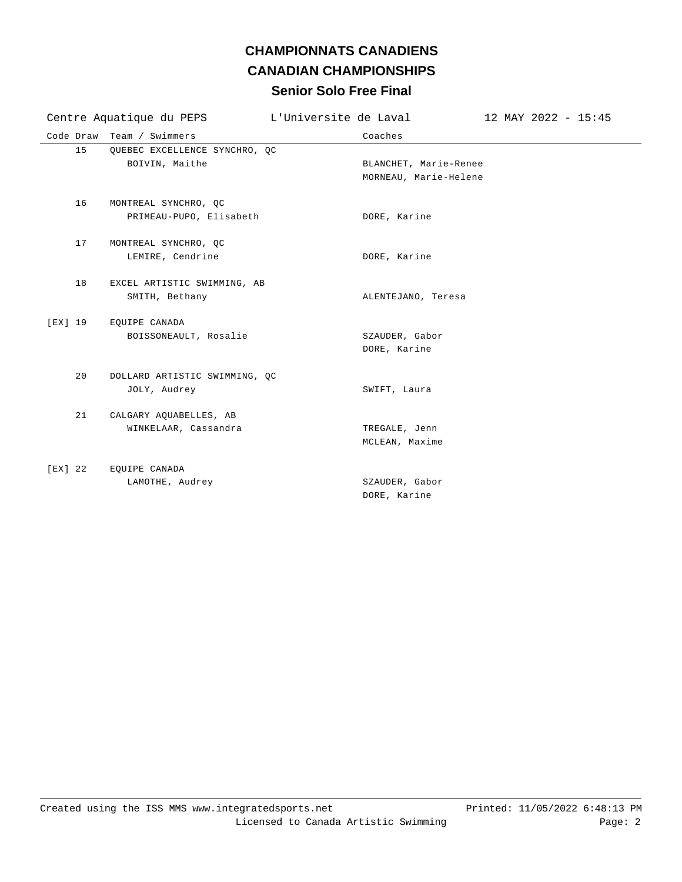# CHAMPIONNATS CANADIENS

# CANADIAN CHAMPIONSHIPS

## Senior Solo Free Final

Centre Aquatique du PEPS — L'Universite de Laval — 12 MAY 2022 - 15:45

| Code | Draw | Team / Swimmers | Coaches |
|---|---|---|---|
| | 15 | QUEBEC EXCELLENCE SYNCHRO, QC | |
| | | BOIVIN, Maithe | BLANCHET, Marie-Renee<br>MORNEAU, Marie-Helene |
| | 16 | MONTREAL SYNCHRO, QC | |
| | | PRIMEAU-PUPO, Elisabeth | DORE, Karine |
| | 17 | MONTREAL SYNCHRO, QC | |
| | | LEMIRE, Cendrine | DORE, Karine |
| | 18 | EXCEL ARTISTIC SWIMMING, AB | |
| | | SMITH, Bethany | ALENTEJANO, Teresa |
| [EX] | 19 | EQUIPE CANADA | |
| | | BOISSONEAULT, Rosalie | SZAUDER, Gabor<br>DORE, Karine |
| | 20 | DOLLARD ARTISTIC SWIMMING, QC | |
| | | JOLY, Audrey | SWIFT, Laura |
| | 21 | CALGARY AQUABELLES, AB | |
| | | WINKELAAR, Cassandra | TREGALE, Jenn<br>MCLEAN, Maxime |
| [EX] | 22 | EQUIPE CANADA | |
| | | LAMOTHE, Audrey | SZAUDER, Gabor<br>DORE, Karine |

Created using the ISS MMS www.integratedsports.net — Printed: 11/05/2022 6:48:13 PM

Licensed to Canada Artistic Swimming